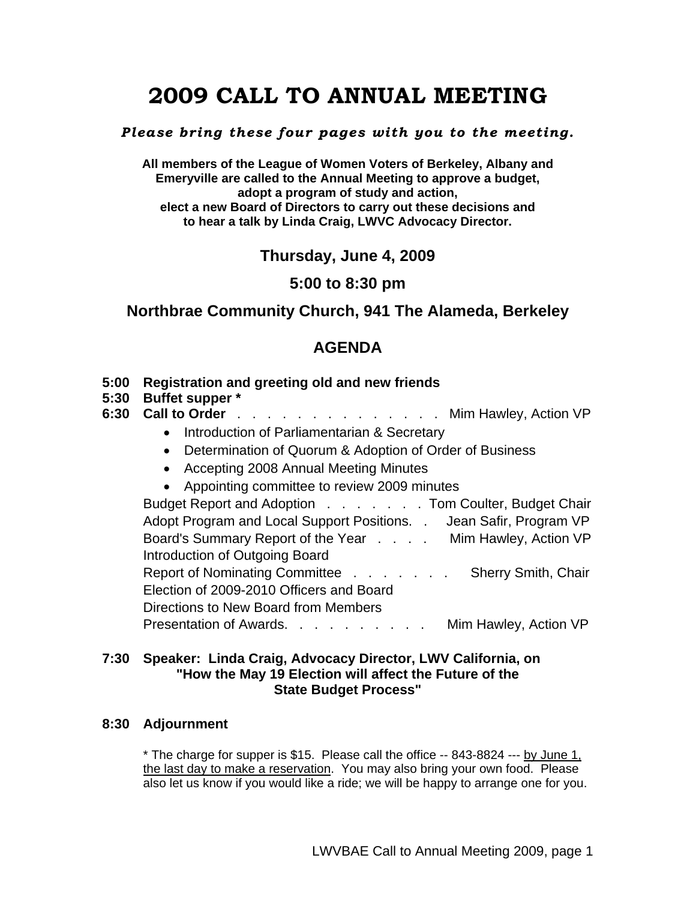# 2009 CALL TO ANNUAL MEETING

***Please bring these four pages with you to the meeting.***

**All members of the League of Women Voters of Berkeley, Albany and Emeryville are called to the Annual Meeting to approve a budget, adopt a program of study and action, elect a new Board of Directors to carry out these decisions and to hear a talk by Linda Craig, LWVC Advocacy Director.**

### Thursday, June 4, 2009

### 5:00 to 8:30 pm

### Northbrae Community Church, 941 The Alameda, Berkeley

## AGENDA

**5:00 Registration and greeting old and new friends**

**5:30 Buffet supper \***

**6:30 Call to Order** . . . . . . . . . . . . . . . Mim Hawley, Action VP

- Introduction of Parliamentarian & Secretary
- Determination of Quorum & Adoption of Order of Business
- Accepting 2008 Annual Meeting Minutes
- Appointing committee to review 2009 minutes

Budget Report and Adoption . . . . . . . . Tom Coulter, Budget Chair
Adopt Program and Local Support Positions. . Jean Safir, Program VP
Board's Summary Report of the Year . . . . Mim Hawley, Action VP
Introduction of Outgoing Board
Report of Nominating Committee . . . . . . . . Sherry Smith, Chair
Election of 2009-2010 Officers and Board
Directions to New Board from Members
Presentation of Awards. . . . . . . . . . . Mim Hawley, Action VP

**7:30 Speaker: Linda Craig, Advocacy Director, LWV California, on "How the May 19 Election will affect the Future of the State Budget Process"**

**8:30 Adjournment**

\* The charge for supper is $15. Please call the office -- 843-8824 --- <u>by June 1, the last day to make a reservation</u>. You may also bring your own food. Please also let us know if you would like a ride; we will be happy to arrange one for you.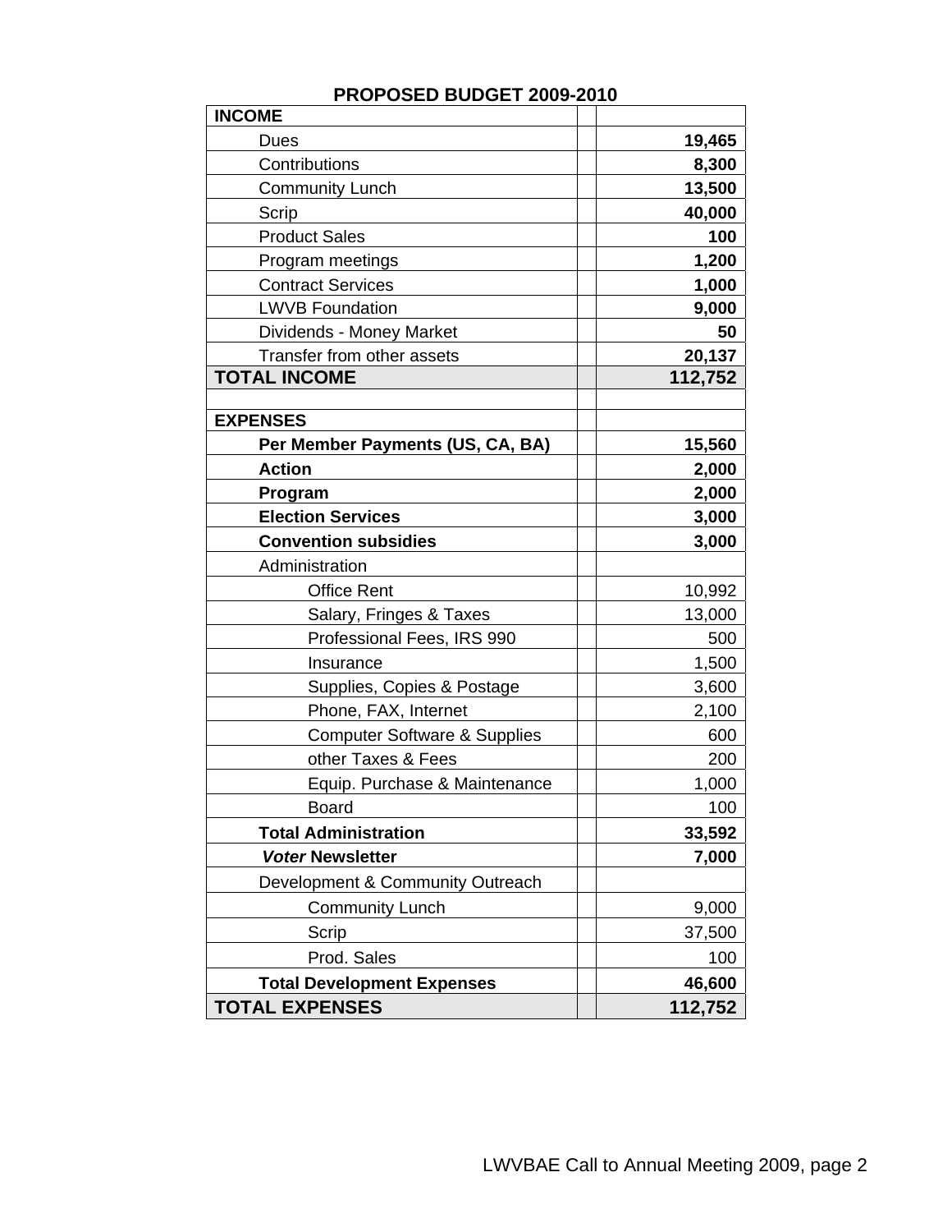## PROPOSED BUDGET 2009-2010

| | | |
|---|---|---|
| **INCOME** | | |
| Dues | | **19,465** |
| Contributions | | **8,300** |
| Community Lunch | | **13,500** |
| Scrip | | **40,000** |
| Product Sales | | **100** |
| Program meetings | | **1,200** |
| Contract Services | | **1,000** |
| LWVB Foundation | | **9,000** |
| Dividends - Money Market | | **50** |
| Transfer from other assets | | **20,137** |
| **TOTAL INCOME** | | **112,752** |
| | | |
| **EXPENSES** | | |
| **Per Member Payments (US, CA, BA)** | | **15,560** |
| **Action** | | **2,000** |
| **Program** | | **2,000** |
| **Election Services** | | **3,000** |
| **Convention subsidies** | | **3,000** |
| Administration | | |
| Office Rent | | 10,992 |
| Salary, Fringes & Taxes | | 13,000 |
| Professional Fees, IRS 990 | | 500 |
| Insurance | | 1,500 |
| Supplies, Copies & Postage | | 3,600 |
| Phone, FAX, Internet | | 2,100 |
| Computer Software & Supplies | | 600 |
| other Taxes & Fees | | 200 |
| Equip. Purchase & Maintenance | | 1,000 |
| Board | | 100 |
| **Total Administration** | | **33,592** |
| ***Voter* Newsletter** | | **7,000** |
| Development & Community Outreach | | |
| Community Lunch | | 9,000 |
| Scrip | | 37,500 |
| Prod. Sales | | 100 |
| **Total Development Expenses** | | **46,600** |
| **TOTAL EXPENSES** | | **112,752** |

LWVBAE Call to Annual Meeting 2009, page 2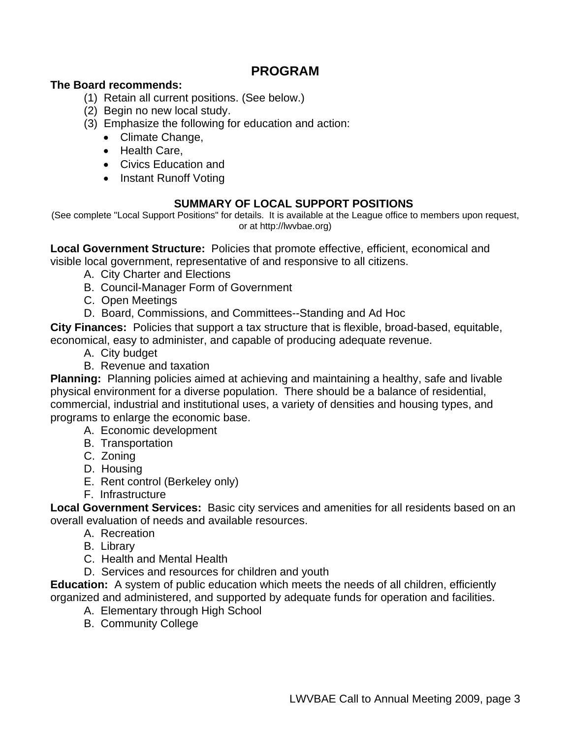# PROGRAM

**The Board recommends:**

(1) Retain all current positions. (See below.)

(2) Begin no new local study.

(3) Emphasize the following for education and action:

- Climate Change,
- Health Care,
- Civics Education and
- Instant Runoff Voting

### SUMMARY OF LOCAL SUPPORT POSITIONS

(See complete "Local Support Positions" for details. It is available at the League office to members upon request, or at http://lwvbae.org)

**Local Government Structure:** Policies that promote effective, efficient, economical and visible local government, representative of and responsive to all citizens.

A. City Charter and Elections
B. Council-Manager Form of Government
C. Open Meetings
D. Board, Commissions, and Committees--Standing and Ad Hoc

**City Finances:** Policies that support a tax structure that is flexible, broad-based, equitable, economical, easy to administer, and capable of producing adequate revenue.

A. City budget
B. Revenue and taxation

**Planning:** Planning policies aimed at achieving and maintaining a healthy, safe and livable physical environment for a diverse population. There should be a balance of residential, commercial, industrial and institutional uses, a variety of densities and housing types, and programs to enlarge the economic base.

A. Economic development
B. Transportation
C. Zoning
D. Housing
E. Rent control (Berkeley only)
F. Infrastructure

**Local Government Services:** Basic city services and amenities for all residents based on an overall evaluation of needs and available resources.

A. Recreation
B. Library
C. Health and Mental Health
D. Services and resources for children and youth

**Education:** A system of public education which meets the needs of all children, efficiently organized and administered, and supported by adequate funds for operation and facilities.

A. Elementary through High School
B. Community College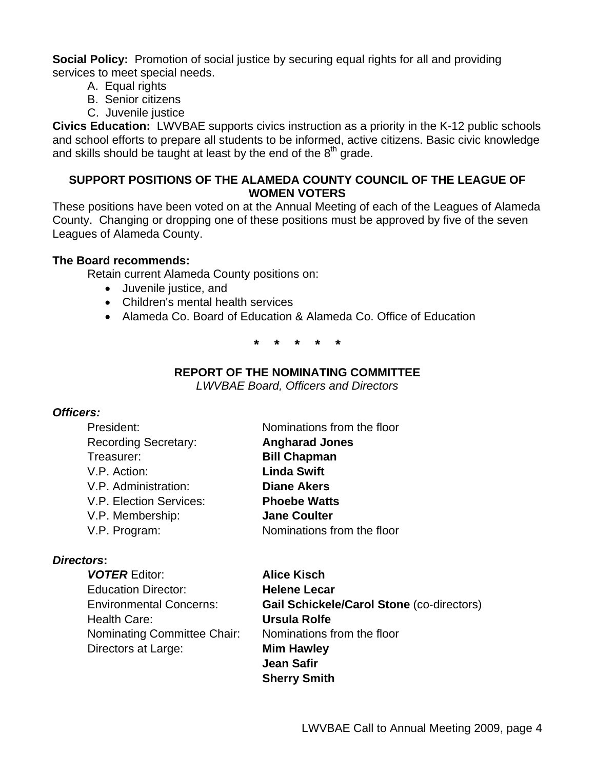**Social Policy:** Promotion of social justice by securing equal rights for all and providing services to meet special needs.

A. Equal rights
B. Senior citizens
C. Juvenile justice

**Civics Education:** LWVBAE supports civics instruction as a priority in the K-12 public schools and school efforts to prepare all students to be informed, active citizens. Basic civic knowledge and skills should be taught at least by the end of the 8th grade.

### SUPPORT POSITIONS OF THE ALAMEDA COUNTY COUNCIL OF THE LEAGUE OF WOMEN VOTERS

These positions have been voted on at the Annual Meeting of each of the Leagues of Alameda County. Changing or dropping one of these positions must be approved by five of the seven Leagues of Alameda County.

**The Board recommends:**

Retain current Alameda County positions on:

- Juvenile justice, and
- Children's mental health services
- Alameda Co. Board of Education & Alameda Co. Office of Education

\*  \*  \*  \*  \*

### REPORT OF THE NOMINATING COMMITTEE

*LWVBAE Board, Officers and Directors*

***Officers:***

| | |
|---|---|
| President: | Nominations from the floor |
| Recording Secretary: | **Angharad Jones** |
| Treasurer: | **Bill Chapman** |
| V.P. Action: | **Linda Swift** |
| V.P. Administration: | **Diane Akers** |
| V.P. Election Services: | **Phoebe Watts** |
| V.P. Membership: | **Jane Coulter** |
| V.P. Program: | Nominations from the floor |

***Directors*:**

| | |
|---|---|
| ***VOTER*** Editor: | **Alice Kisch** |
| Education Director: | **Helene Lecar** |
| Environmental Concerns: | **Gail Schickele/Carol Stone** (co-directors) |
| Health Care: | **Ursula Rolfe** |
| Nominating Committee Chair: | Nominations from the floor |
| Directors at Large: | **Mim Hawley** |
| | **Jean Safir** |
| | **Sherry Smith** |